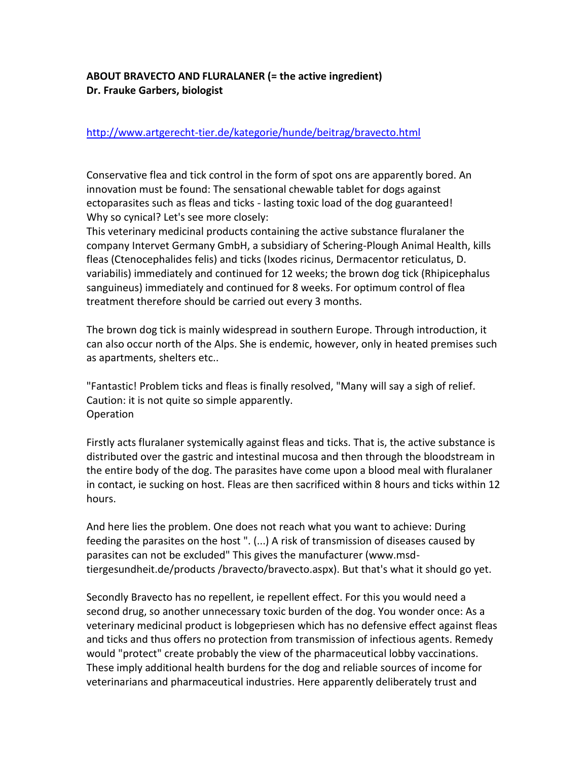**ABOUT BRAVECTO AND FLURALANER (= the active ingredient)**
**Dr. Frauke Garbers, biologist**

http://www.artgerecht-tier.de/kategorie/hunde/beitrag/bravecto.html

Conservative flea and tick control in the form of spot ons are apparently bored. An innovation must be found: The sensational chewable tablet for dogs against ectoparasites such as fleas and ticks - lasting toxic load of the dog guaranteed!
Why so cynical? Let's see more closely:
This veterinary medicinal products containing the active substance fluralaner the company Intervet Germany GmbH, a subsidiary of Schering-Plough Animal Health, kills fleas (Ctenocephalides felis) and ticks (Ixodes ricinus, Dermacentor reticulatus, D. variabilis) immediately and continued for 12 weeks; the brown dog tick (Rhipicephalus sanguineus) immediately and continued for 8 weeks. For optimum control of flea treatment therefore should be carried out every 3 months.

The brown dog tick is mainly widespread in southern Europe. Through introduction, it can also occur north of the Alps. She is endemic, however, only in heated premises such as apartments, shelters etc..

"Fantastic! Problem ticks and fleas is finally resolved, "Many will say a sigh of relief. Caution: it is not quite so simple apparently.
Operation

Firstly acts fluralaner systemically against fleas and ticks. That is, the active substance is distributed over the gastric and intestinal mucosa and then through the bloodstream in the entire body of the dog. The parasites have come upon a blood meal with fluralaner in contact, ie sucking on host. Fleas are then sacrificed within 8 hours and ticks within 12 hours.

And here lies the problem. One does not reach what you want to achieve: During feeding the parasites on the host ". (...) A risk of transmission of diseases caused by parasites can not be excluded" This gives the manufacturer (www.msd-tiergesundheit.de/products /bravecto/bravecto.aspx). But that's what it should go yet.

Secondly Bravecto has no repellent, ie repellent effect. For this you would need a second drug, so another unnecessary toxic burden of the dog. You wonder once: As a veterinary medicinal product is lobgepriesen which has no defensive effect against fleas and ticks and thus offers no protection from transmission of infectious agents. Remedy would "protect" create probably the view of the pharmaceutical lobby vaccinations. These imply additional health burdens for the dog and reliable sources of income for veterinarians and pharmaceutical industries. Here apparently deliberately trust and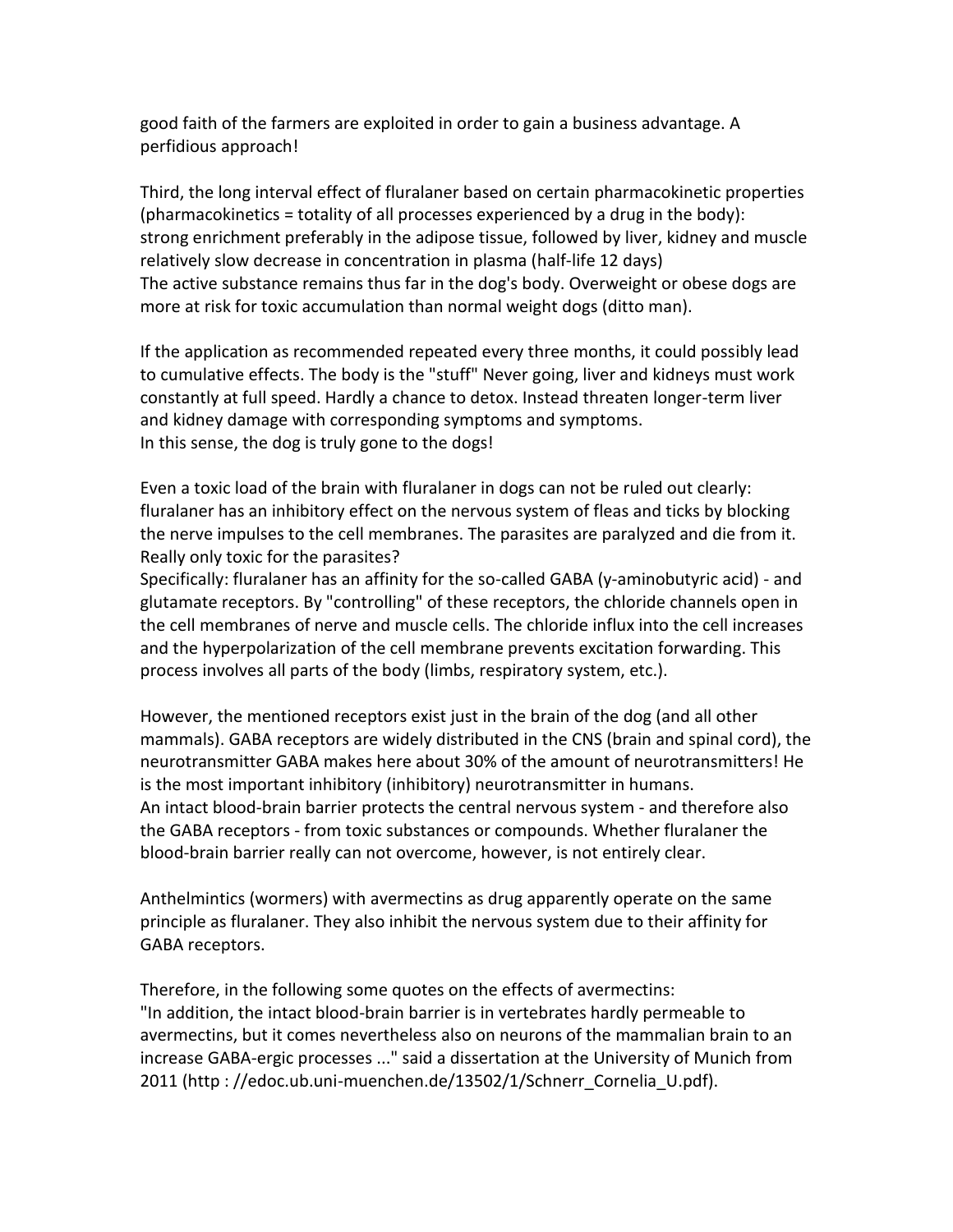good faith of the farmers are exploited in order to gain a business advantage. A perfidious approach!

Third, the long interval effect of fluralaner based on certain pharmacokinetic properties (pharmacokinetics = totality of all processes experienced by a drug in the body): strong enrichment preferably in the adipose tissue, followed by liver, kidney and muscle relatively slow decrease in concentration in plasma (half-life 12 days)
The active substance remains thus far in the dog's body. Overweight or obese dogs are more at risk for toxic accumulation than normal weight dogs (ditto man).

If the application as recommended repeated every three months, it could possibly lead to cumulative effects. The body is the "stuff" Never going, liver and kidneys must work constantly at full speed. Hardly a chance to detox. Instead threaten longer-term liver and kidney damage with corresponding symptoms and symptoms.
In this sense, the dog is truly gone to the dogs!

Even a toxic load of the brain with fluralaner in dogs can not be ruled out clearly: fluralaner has an inhibitory effect on the nervous system of fleas and ticks by blocking the nerve impulses to the cell membranes. The parasites are paralyzed and die from it. Really only toxic for the parasites?
Specifically: fluralaner has an affinity for the so-called GABA (γ-aminobutyric acid) - and glutamate receptors. By "controlling" of these receptors, the chloride channels open in the cell membranes of nerve and muscle cells. The chloride influx into the cell increases and the hyperpolarization of the cell membrane prevents excitation forwarding. This process involves all parts of the body (limbs, respiratory system, etc.).

However, the mentioned receptors exist just in the brain of the dog (and all other mammals). GABA receptors are widely distributed in the CNS (brain and spinal cord), the neurotransmitter GABA makes here about 30% of the amount of neurotransmitters! He is the most important inhibitory (inhibitory) neurotransmitter in humans.
An intact blood-brain barrier protects the central nervous system - and therefore also the GABA receptors - from toxic substances or compounds. Whether fluralaner the blood-brain barrier really can not overcome, however, is not entirely clear.

Anthelmintics (wormers) with avermectins as drug apparently operate on the same principle as fluralaner. They also inhibit the nervous system due to their affinity for GABA receptors.

Therefore, in the following some quotes on the effects of avermectins:
"In addition, the intact blood-brain barrier is in vertebrates hardly permeable to avermectins, but it comes nevertheless also on neurons of the mammalian brain to an increase GABA-ergic processes ..." said a dissertation at the University of Munich from 2011 (http : //edoc.ub.uni-muenchen.de/13502/1/Schnerr_Cornelia_U.pdf).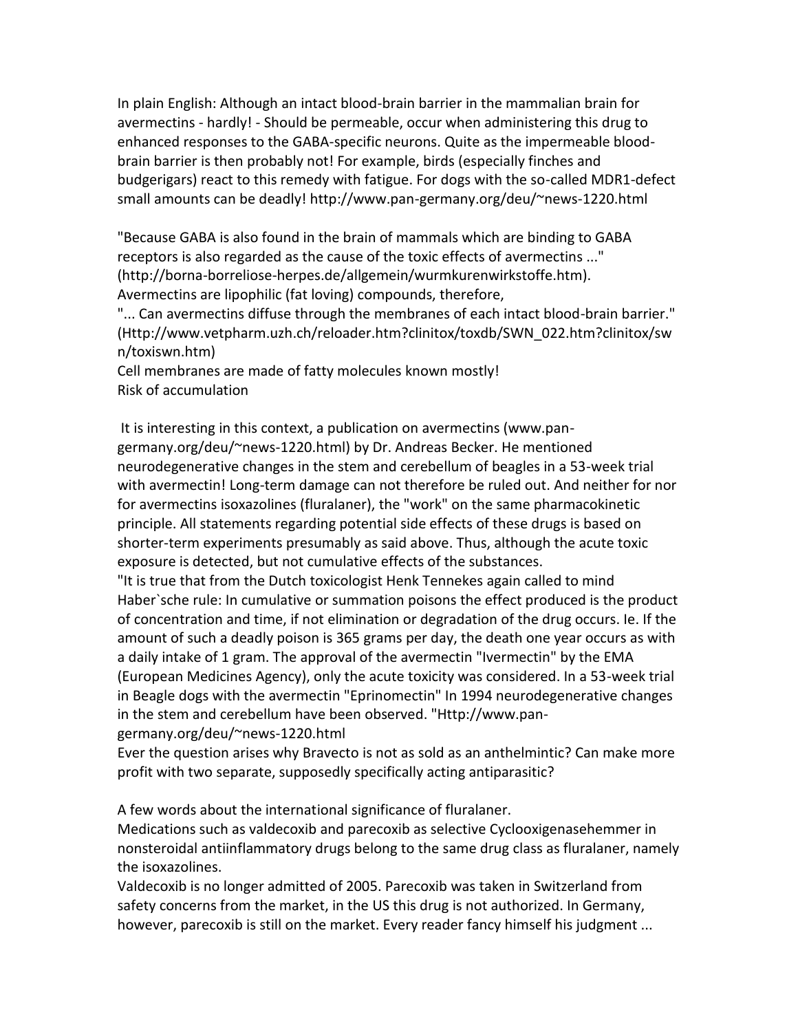In plain English: Although an intact blood-brain barrier in the mammalian brain for avermectins - hardly! - Should be permeable, occur when administering this drug to enhanced responses to the GABA-specific neurons. Quite as the impermeable blood-brain barrier is then probably not! For example, birds (especially finches and budgerigars) react to this remedy with fatigue. For dogs with the so-called MDR1-defect small amounts can be deadly! http://www.pan-germany.org/deu/~news-1220.html

"Because GABA is also found in the brain of mammals which are binding to GABA receptors is also regarded as the cause of the toxic effects of avermectins ..." (http://borna-borreliose-herpes.de/allgemein/wurmkurenwirkstoffe.htm).
Avermectins are lipophilic (fat loving) compounds, therefore,
"... Can avermectins diffuse through the membranes of each intact blood-brain barrier." (Http://www.vetpharm.uzh.ch/reloader.htm?clinitox/toxdb/SWN_022.htm?clinitox/swn/toxiswn.htm)
Cell membranes are made of fatty molecules known mostly!
Risk of accumulation

It is interesting in this context, a publication on avermectins (www.pan-germany.org/deu/~news-1220.html) by Dr. Andreas Becker. He mentioned neurodegenerative changes in the stem and cerebellum of beagles in a 53-week trial with avermectin! Long-term damage can not therefore be ruled out. And neither for nor for avermectins isoxazolines (fluralaner), the "work" on the same pharmacokinetic principle. All statements regarding potential side effects of these drugs is based on shorter-term experiments presumably as said above. Thus, although the acute toxic exposure is detected, but not cumulative effects of the substances.
"It is true that from the Dutch toxicologist Henk Tennekes again called to mind Haber`sche rule: In cumulative or summation poisons the effect produced is the product of concentration and time, if not elimination or degradation of the drug occurs. Ie. If the amount of such a deadly poison is 365 grams per day, the death one year occurs as with a daily intake of 1 gram. The approval of the avermectin "Ivermectin" by the EMA (European Medicines Agency), only the acute toxicity was considered. In a 53-week trial in Beagle dogs with the avermectin "Eprinomectin" In 1994 neurodegenerative changes in the stem and cerebellum have been observed. "Http://www.pan-germany.org/deu/~news-1220.html
Ever the question arises why Bravecto is not as sold as an anthelmintic? Can make more profit with two separate, supposedly specifically acting antiparasitic?

A few words about the international significance of fluralaner.
Medications such as valdecoxib and parecoxib as selective Cyclooxigenasehemmer in nonsteroidal antiinflammatory drugs belong to the same drug class as fluralaner, namely the isoxazolines.
Valdecoxib is no longer admitted of 2005. Parecoxib was taken in Switzerland from safety concerns from the market, in the US this drug is not authorized. In Germany, however, parecoxib is still on the market. Every reader fancy himself his judgment ...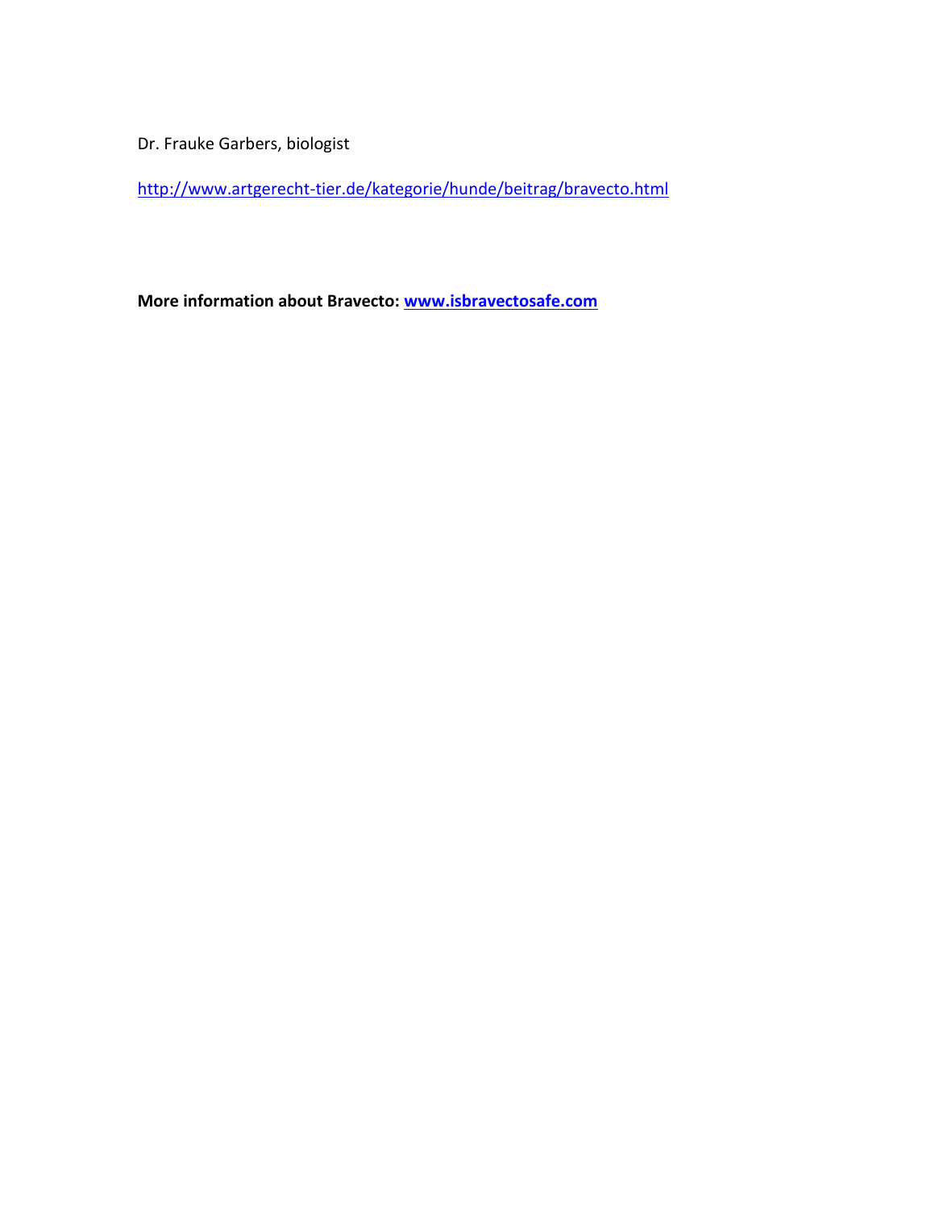Dr. Frauke Garbers, biologist

http://www.artgerecht-tier.de/kategorie/hunde/beitrag/bravecto.html

**More information about Bravecto: www.isbravectosafe.com**